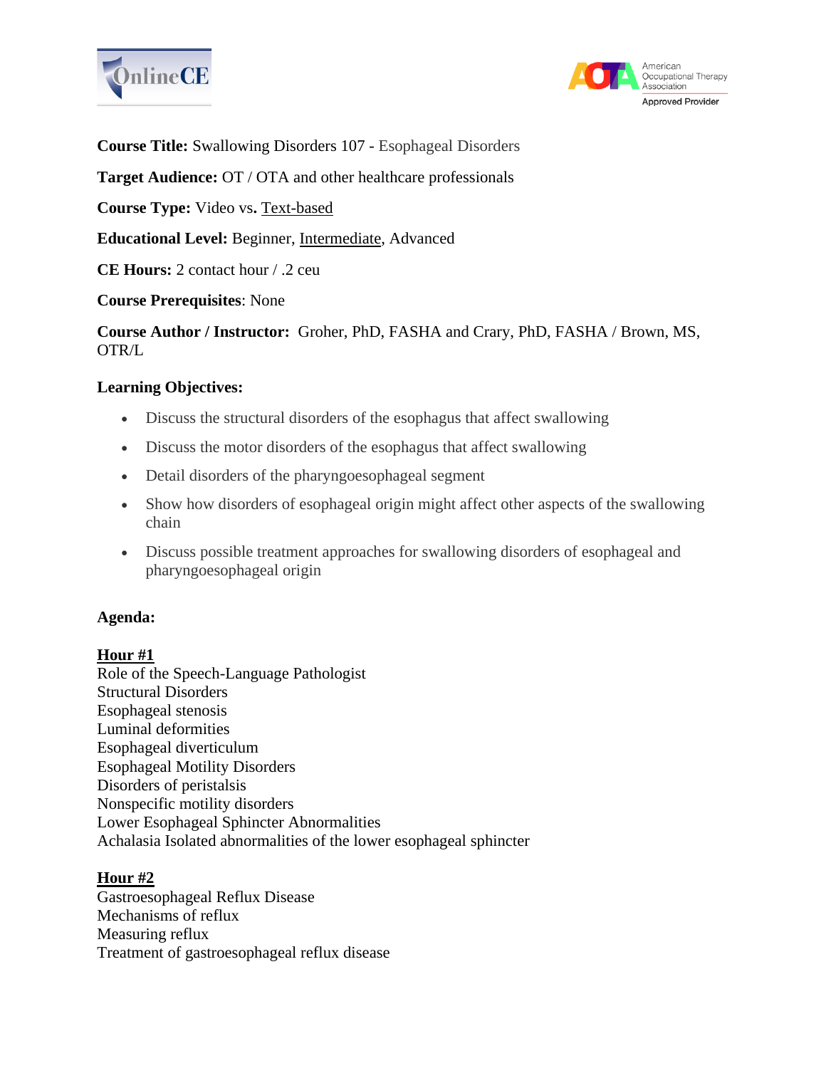**Course Title:** Swallowing Disorders 107 - Esophageal Disorders

**Target Audience:** OT / OTA and other healthcare professionals

**Course Type:** Video vs. <u>Text-based</u>

**Educational Level:** Beginner, <u>Intermediate</u>, Advanced

**CE Hours:** 2 contact hour / .2 ceu

**Course Prerequisites**: None

**Course Author / Instructor:** Groher, PhD, FASHA and Crary, PhD, FASHA / Brown, MS, OTR/L

**Learning Objectives:**

- Discuss the structural disorders of the esophagus that affect swallowing
- Discuss the motor disorders of the esophagus that affect swallowing
- Detail disorders of the pharyngoesophageal segment
- Show how disorders of esophageal origin might affect other aspects of the swallowing chain
- Discuss possible treatment approaches for swallowing disorders of esophageal and pharyngoesophageal origin

**Agenda:**

**<u>Hour #1</u>**
Role of the Speech-Language Pathologist
Structural Disorders
Esophageal stenosis
Luminal deformities
Esophageal diverticulum
Esophageal Motility Disorders
Disorders of peristalsis
Nonspecific motility disorders
Lower Esophageal Sphincter Abnormalities
Achalasia Isolated abnormalities of the lower esophageal sphincter

**<u>Hour #2</u>**
Gastroesophageal Reflux Disease
Mechanisms of reflux
Measuring reflux
Treatment of gastroesophageal reflux disease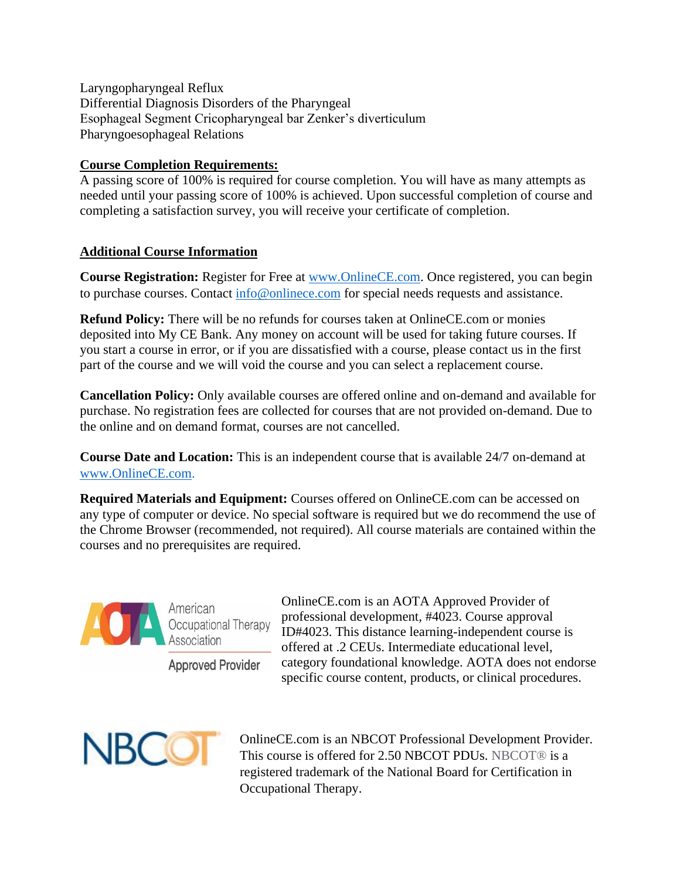Laryngopharyngeal Reflux
Differential Diagnosis Disorders of the Pharyngeal
Esophageal Segment Cricopharyngeal bar Zenker's diverticulum
Pharyngoesophageal Relations

**Course Completion Requirements:**

A passing score of 100% is required for course completion. You will have as many attempts as needed until your passing score of 100% is achieved. Upon successful completion of course and completing a satisfaction survey, you will receive your certificate of completion.

**Additional Course Information**

**Course Registration:** Register for Free at www.OnlineCE.com. Once registered, you can begin to purchase courses. Contact info@onlinece.com for special needs requests and assistance.

**Refund Policy:** There will be no refunds for courses taken at OnlineCE.com or monies deposited into My CE Bank. Any money on account will be used for taking future courses. If you start a course in error, or if you are dissatisfied with a course, please contact us in the first part of the course and we will void the course and you can select a replacement course.

**Cancellation Policy:** Only available courses are offered online and on-demand and available for purchase. No registration fees are collected for courses that are not provided on-demand. Due to the online and on demand format, courses are not cancelled.

**Course Date and Location:** This is an independent course that is available 24/7 on-demand at www.OnlineCE.com.

**Required Materials and Equipment:** Courses offered on OnlineCE.com can be accessed on any type of computer or device. No special software is required but we do recommend the use of the Chrome Browser (recommended, not required). All course materials are contained within the courses and no prerequisites are required.

American Occupational Therapy Association
Approved Provider

OnlineCE.com is an AOTA Approved Provider of professional development, #4023. Course approval ID#4023. This distance learning-independent course is offered at .2 CEUs. Intermediate educational level, category foundational knowledge. AOTA does not endorse specific course content, products, or clinical procedures.

NBCOT

OnlineCE.com is an NBCOT Professional Development Provider. This course is offered for 2.50 NBCOT PDUs. NBCOT® is a registered trademark of the National Board for Certification in Occupational Therapy.